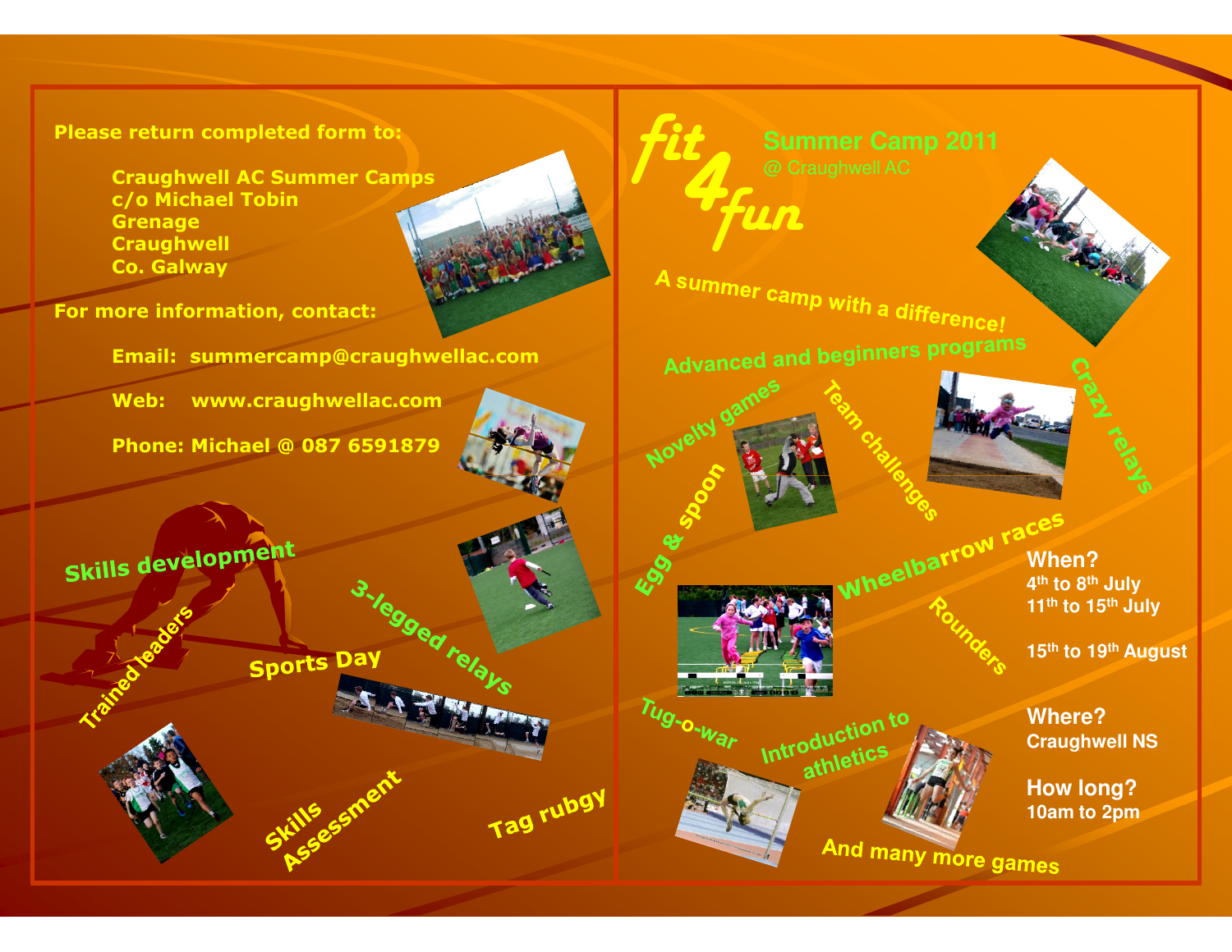Please return completed form to:

Craughwell AC Summer Camps
c/o Michael Tobin
Grenage
Craughwell
Co. Galway

For more information, contact:

Email: summercamp@craughwellac.com

Web: www.craughwellac.com

Phone: Michael @ 087 6591879

Skills development

Trained leaders

Sports Day

3-legged relays

Skills Assessment

Tag rubgy

# fit4fun

## Summer Camp 2011

@ Craughwell AC

A summer camp with a difference!

Advanced and beginners programs

Novelty games

Team challenges

Crazy relays

Egg & spoon

Wheelbarrow races

Rounders

Tug-o-war

Introduction to athletics

And many more games

**When?**
4th to 8th July
11th to 15th July

15th to 19th August

**Where?**
Craughwell NS

**How long?**
10am to 2pm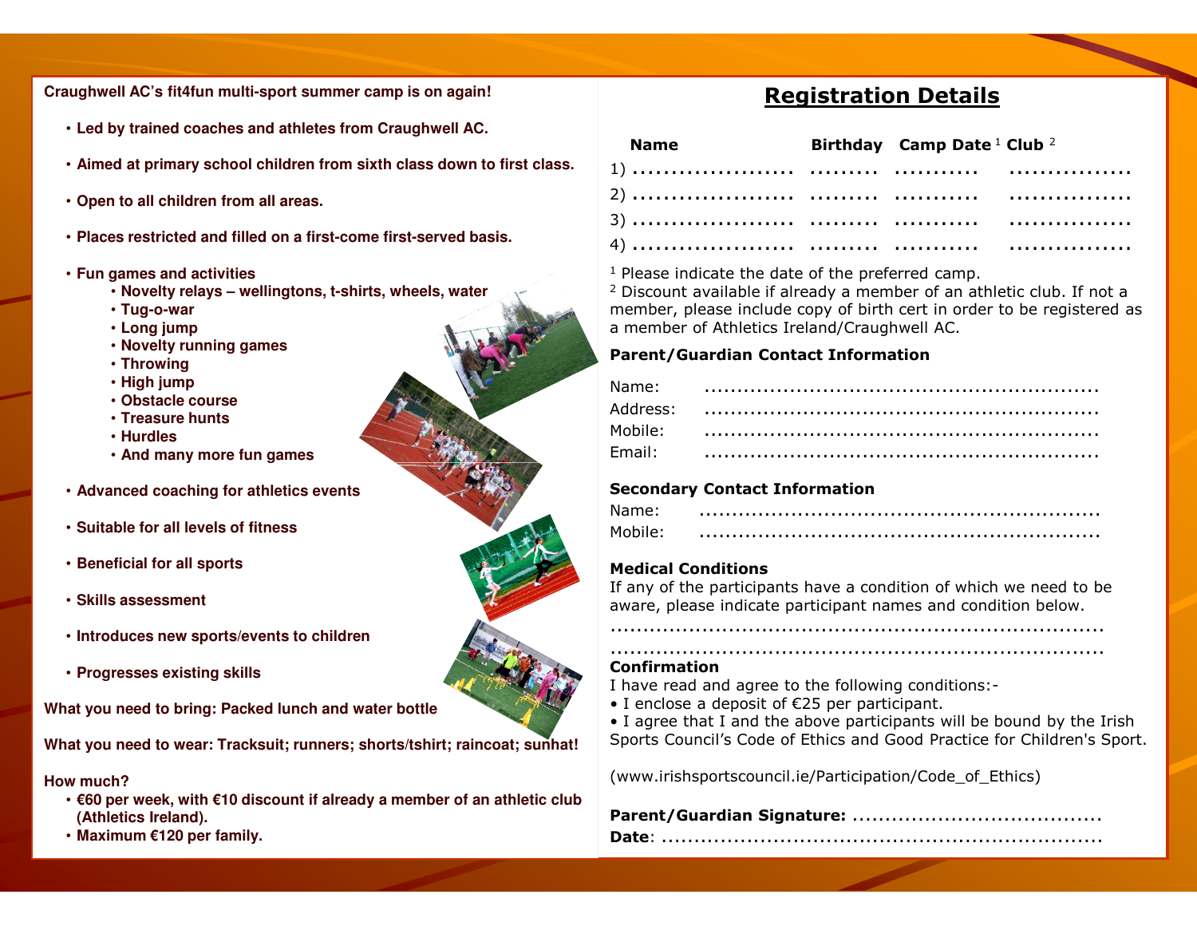**Craughwell AC's fit4fun multi-sport summer camp is on again!**

- **Led by trained coaches and athletes from Craughwell AC.**
- **Aimed at primary school children from sixth class down to first class.**
- **Open to all children from all areas.**
- **Places restricted and filled on a first-come first-served basis.**
- **Fun games and activities**
  - **Novelty relays – wellingtons, t-shirts, wheels, water**
  - **Tug-o-war**
  - **Long jump**
  - **Novelty running games**
  - **Throwing**
  - **High jump**
  - **Obstacle course**
  - **Treasure hunts**
  - **Hurdles**
  - **And many more fun games**
- **Advanced coaching for athletics events**
- **Suitable for all levels of fitness**
- **Beneficial for all sports**
- **Skills assessment**
- **Introduces new sports/events to children**
- **Progresses existing skills**

**What you need to bring: Packed lunch and water bottle**

**What you need to wear: Tracksuit; runners; shorts/tshirt; raincoat; sunhat!**

**How much?**

- **€60 per week, with €10 discount if already a member of an athletic club (Athletics Ireland).**
- **Maximum €120 per family.**

## Registration Details

| | Name | Birthday | Camp Date [1] | Club [2] |
|---|---|---|---|---|
| 1) | .................... | ......... | ........... | ................ |
| 2) | .................... | ......... | ........... | ................ |
| 3) | .................... | ......... | ........... | ................ |
| 4) | .................... | ......... | ........... | ................ |

[1] Please indicate the date of the preferred camp.
[2] Discount available if already a member of an athletic club. If not a member, please include copy of birth cert in order to be registered as a member of Athletics Ireland/Craughwell AC.

**Parent/Guardian Contact Information**

Name: ..........................................................
Address: ..........................................................
Mobile: ..........................................................
Email: ..........................................................

**Secondary Contact Information**

Name: ..........................................................
Mobile: ..........................................................

**Medical Conditions**

If any of the participants have a condition of which we need to be aware, please indicate participant names and condition below.

..........................................................................

..........................................................................

**Confirmation**

I have read and agree to the following conditions:-

- I enclose a deposit of €25 per participant.
- I agree that I and the above participants will be bound by the Irish Sports Council's Code of Ethics and Good Practice for Children's Sport.

(www.irishsportscouncil.ie/Participation/Code_of_Ethics)

**Parent/Guardian Signature:** .....................................

**Date**: ................................................................